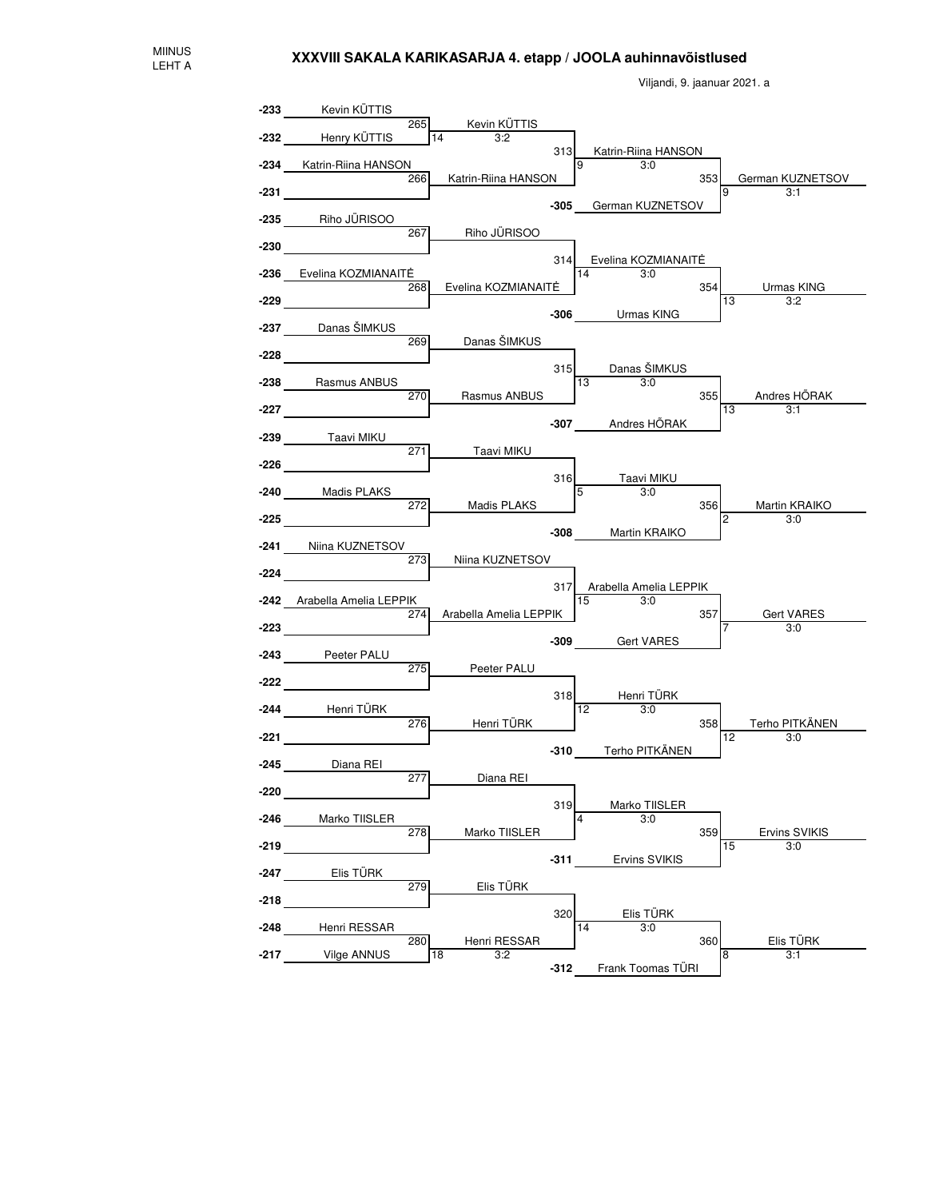MIINUS
LEHT A

## XXXVIII SAKALA KARIKASARJA 4. etapp / JOOLA auhinnavõistlused

Viljandi, 9. jaanuar 2021. a

| Pos | Player | Match | Winner | Score | Match | Winner | Score | Match | Winner | Score |
|---|---|---|---|---|---|---|---|---|---|---|
| -233 | Kevin KÜTTIS | 265 | Kevin KÜTTIS | 14 3:2 | 313 | Katrin-Riina HANSON | 9 3:0 | 353 | German KUZNETSOV | 9 3:1 |
| -232 | Henry KÜTTIS | | | | | | | | | |
| -234 | Katrin-Riina HANSON | 266 | Katrin-Riina HANSON | | | | | | | |
| -231 | | | | | -305 | German KUZNETSOV | | | | |
| -235 | Riho JÜRISOO | 267 | Riho JÜRISOO | | 314 | Evelina KOZMIANAITĖ | 14 3:0 | 354 | Urmas KING | 13 3:2 |
| -230 | | | | | | | | | | |
| -236 | Evelina KOZMIANAITĖ | 268 | Evelina KOZMIANAITĖ | | | | | | | |
| -229 | | | | | -306 | Urmas KING | | | | |
| -237 | Danas ŠIMKUS | 269 | Danas ŠIMKUS | | 315 | Danas ŠIMKUS | 13 3:0 | 355 | Andres HÕRAK | 13 3:1 |
| -228 | | | | | | | | | | |
| -238 | Rasmus ANBUS | 270 | Rasmus ANBUS | | | | | | | |
| -227 | | | | | -307 | Andres HÕRAK | | | | |
| -239 | Taavi MIKU | 271 | Taavi MIKU | | 316 | Taavi MIKU | 5 3:0 | 356 | Martin KRAIKO | 2 3:0 |
| -226 | | | | | | | | | | |
| -240 | Madis PLAKS | 272 | Madis PLAKS | | | | | | | |
| -225 | | | | | -308 | Martin KRAIKO | | | | |
| -241 | Niina KUZNETSOV | 273 | Niina KUZNETSOV | | 317 | Arabella Amelia LEPPIK | 15 3:0 | 357 | Gert VARES | 7 3:0 |
| -224 | | | | | | | | | | |
| -242 | Arabella Amelia LEPPIK | 274 | Arabella Amelia LEPPIK | | | | | | | |
| -223 | | | | | -309 | Gert VARES | | | | |
| -243 | Peeter PALU | 275 | Peeter PALU | | 318 | Henri TÜRK | 12 3:0 | 358 | Terho PITKÄNEN | 12 3:0 |
| -222 | | | | | | | | | | |
| -244 | Henri TÜRK | 276 | Henri TÜRK | | | | | | | |
| -221 | | | | | -310 | Terho PITKÄNEN | | | | |
| -245 | Diana REI | 277 | Diana REI | | 319 | Marko TIISLER | 4 3:0 | 359 | Ervins SVIKIS | 15 3:0 |
| -220 | | | | | | | | | | |
| -246 | Marko TIISLER | 278 | Marko TIISLER | | | | | | | |
| -219 | | | | | -311 | Ervins SVIKIS | | | | |
| -247 | Elis TÜRK | 279 | Elis TÜRK | | 320 | Elis TÜRK | 14 3:0 | 360 | Elis TÜRK | 8 3:1 |
| -218 | | | | | | | | | | |
| -248 | Henri RESSAR | 280 | Henri RESSAR | 18 3:2 | | | | | | |
| -217 | Vilge ANNUS | | | | -312 | Frank Toomas TÜRI | | | | |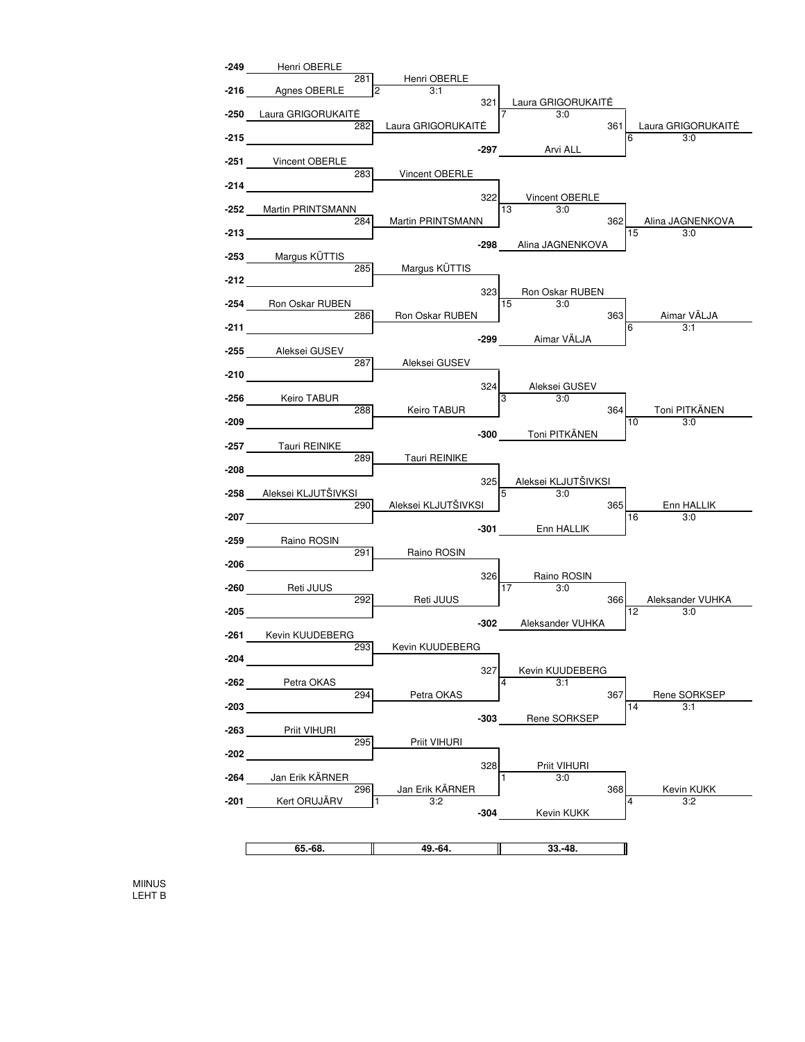| Round 1 | | Round 2 | | Round 3 | | Round 4 | |
|---|---|---|---|---|---|---|---|
| -249 | Henri OBERLE | 281 | Henri OBERLE (2, 3:1) | 321 | Laura GRIGORUKAITĖ (7, 3:0) | 361 | Laura GRIGORUKAITĖ (6, 3:0) |
| -216 | Agnes OBERLE | | | | | | |
| -250 | Laura GRIGORUKAITĖ | 282 | Laura GRIGORUKAITĖ | | | | |
| -215 | | | | -297 | Arvi ALL | | |
| -251 | Vincent OBERLE | 283 | Vincent OBERLE | 322 | Vincent OBERLE (13, 3:0) | 362 | Alina JAGNENKOVA (15, 3:0) |
| -214 | | | | | | | |
| -252 | Martin PRINTSMANN | 284 | Martin PRINTSMANN | | | | |
| -213 | | | | -298 | Alina JAGNENKOVA | | |
| -253 | Margus KÜTTIS | 285 | Margus KÜTTIS | 323 | Ron Oskar RUBEN (15, 3:0) | 363 | Aimar VÄLJA (6, 3:1) |
| -212 | | | | | | | |
| -254 | Ron Oskar RUBEN | 286 | Ron Oskar RUBEN | | | | |
| -211 | | | | -299 | Aimar VÄLJA | | |
| -255 | Aleksei GUSEV | 287 | Aleksei GUSEV | 324 | Aleksei GUSEV (3, 3:0) | 364 | Toni PITKÄNEN (10, 3:0) |
| -210 | | | | | | | |
| -256 | Keiro TABUR | 288 | Keiro TABUR | | | | |
| -209 | | | | -300 | Toni PITKÄNEN | | |
| -257 | Tauri REINIKE | 289 | Tauri REINIKE | 325 | Aleksei KLJUTŠIVKSI (5, 3:0) | 365 | Enn HALLIK (16, 3:0) |
| -208 | | | | | | | |
| -258 | Aleksei KLJUTŠIVKSI | 290 | Aleksei KLJUTŠIVKSI | | | | |
| -207 | | | | -301 | Enn HALLIK | | |
| -259 | Raino ROSIN | 291 | Raino ROSIN | 326 | Raino ROSIN (17, 3:0) | 366 | Aleksander VUHKA (12, 3:0) |
| -206 | | | | | | | |
| -260 | Reti JUUS | 292 | Reti JUUS | | | | |
| -205 | | | | -302 | Aleksander VUHKA | | |
| -261 | Kevin KUUDEBERG | 293 | Kevin KUUDEBERG | 327 | Kevin KUUDEBERG (4, 3:1) | 367 | Rene SORKSEP (14, 3:1) |
| -204 | | | | | | | |
| -262 | Petra OKAS | 294 | Petra OKAS | | | | |
| -203 | | | | -303 | Rene SORKSEP | | |
| -263 | Priit VIHURI | 295 | Priit VIHURI | 328 | Priit VIHURI (1, 3:0) | 368 | Kevin KUKK (4, 3:2) |
| -202 | | | | | | | |
| -264 | Jan Erik KÄRNER | 296 | Jan Erik KÄRNER (1, 3:2) | | | | |
| -201 | Kert ORUJÄRV | | | -304 | Kevin KUKK | | |

| 65.-68. | 49.-64. | 33.-48. |
|---|---|---|

MIINUS
LEHT B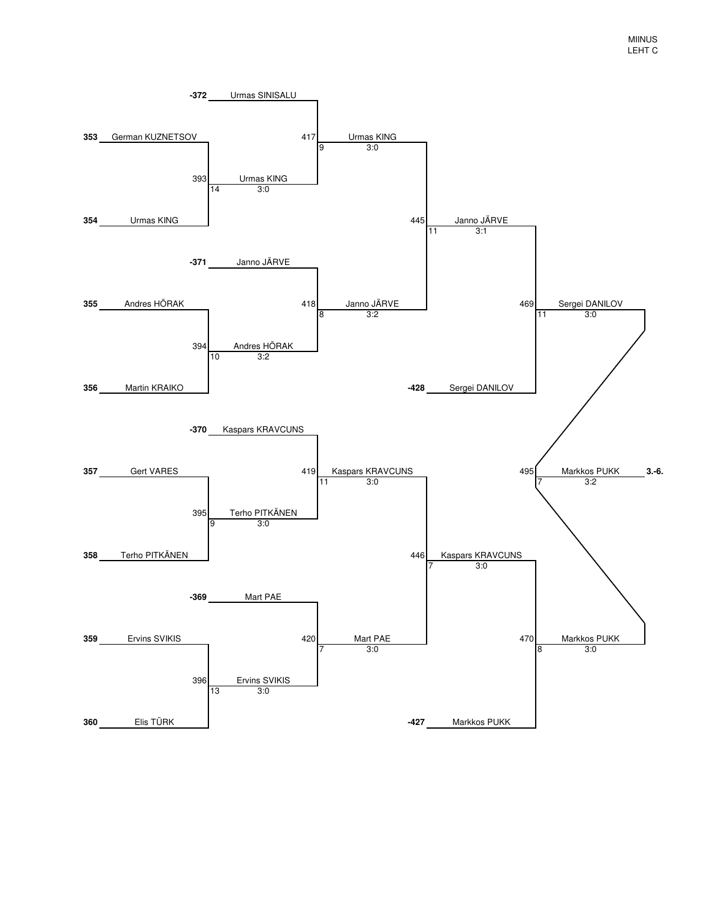MIINUS
LEHT C

| Entry | Player | Match | Winner (score) | Match | Winner (score) | Match | Winner (score) | Match | Winner (score) |
|---|---|---|---|---|---|---|---|---|---|
| -372 | Urmas SINISALU | | | | | | | | |
| 353 | German KUZNETSOV | 393 (14) | Urmas KING 3:0 | 417 (9) | Urmas KING 3:0 | 445 (11) | Janno JÄRVE 3:1 | 469 (11) | Sergei DANILOV 3:0 |
| 354 | Urmas KING | | | | | | | | |
| -371 | Janno JÄRVE | | | | | | | | |
| 355 | Andres HÕRAK | 394 (10) | Andres HÕRAK 3:2 | 418 (8) | Janno JÄRVE 3:2 | | | | |
| 356 | Martin KRAIKO | | | | | | | | |
| -428 | Sergei DANILOV | | | | | | | | |
| -370 | Kaspars KRAVCUNS | | | | | | | | |
| 357 | Gert VARES | 395 (9) | Terho PITKÄNEN 3:0 | 419 (11) | Kaspars KRAVCUNS 3:0 | 446 (7) | Kaspars KRAVCUNS 3:0 | 470 (8) | Markkos PUKK 3:0 |
| 358 | Terho PITKÄNEN | | | | | | | | |
| -369 | Mart PAE | | | | | | | | |
| 359 | Ervins SVIKIS | 396 (13) | Ervins SVIKIS 3:0 | 420 (7) | Mart PAE 3:0 | | | | |
| 360 | Elis TÜRK | | | | | | | | |
| -427 | Markkos PUKK | | | | | | | | |

Match 495 (7): Sergei DANILOV vs Markkos PUKK — Winner: Markkos PUKK 3:2 — 3.-6.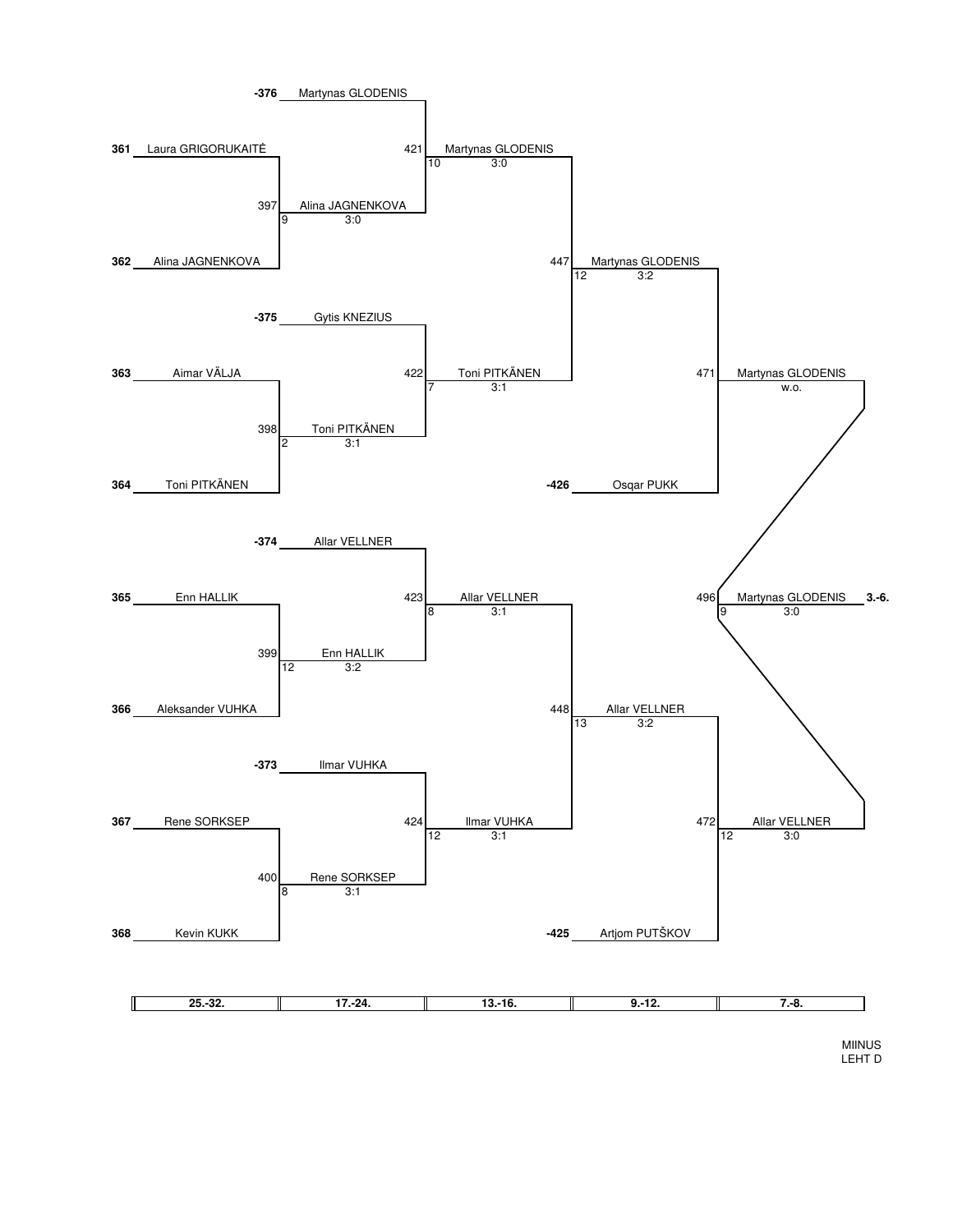-376 Martynas GLODENIS

361 Laura GRIGORUKAITĖ

421 Martynas GLODENIS
10 3:0

397 Alina JAGNENKOVA
9 3:0

362 Alina JAGNENKOVA

447 Martynas GLODENIS
12 3:2

-375 Gytis KNEZIUS

363 Aimar VÄLJA

422 Toni PITKÄNEN
7 3:1

471 Martynas GLODENIS
w.o.

398 Toni PITKÄNEN
2 3:1

364 Toni PITKÄNEN

-426 Osqar PUKK

-374 Allar VELLNER

365 Enn HALLIK

423 Allar VELLNER
8 3:1

496 Martynas GLODENIS **3.-6.**
9 3:0

399 Enn HALLIK
12 3:2

366 Aleksander VUHKA

448 Allar VELLNER
13 3:2

-373 Ilmar VUHKA

367 Rene SORKSEP

424 Ilmar VUHKA
12 3:1

472 Allar VELLNER
12 3:0

400 Rene SORKSEP
8 3:1

368 Kevin KUKK

-425 Artjom PUTŠKOV

| 25.-32. | 17.-24. | 13.-16. | 9.-12. | 7.-8. |
|---|---|---|---|---|

MIINUS
LEHT D